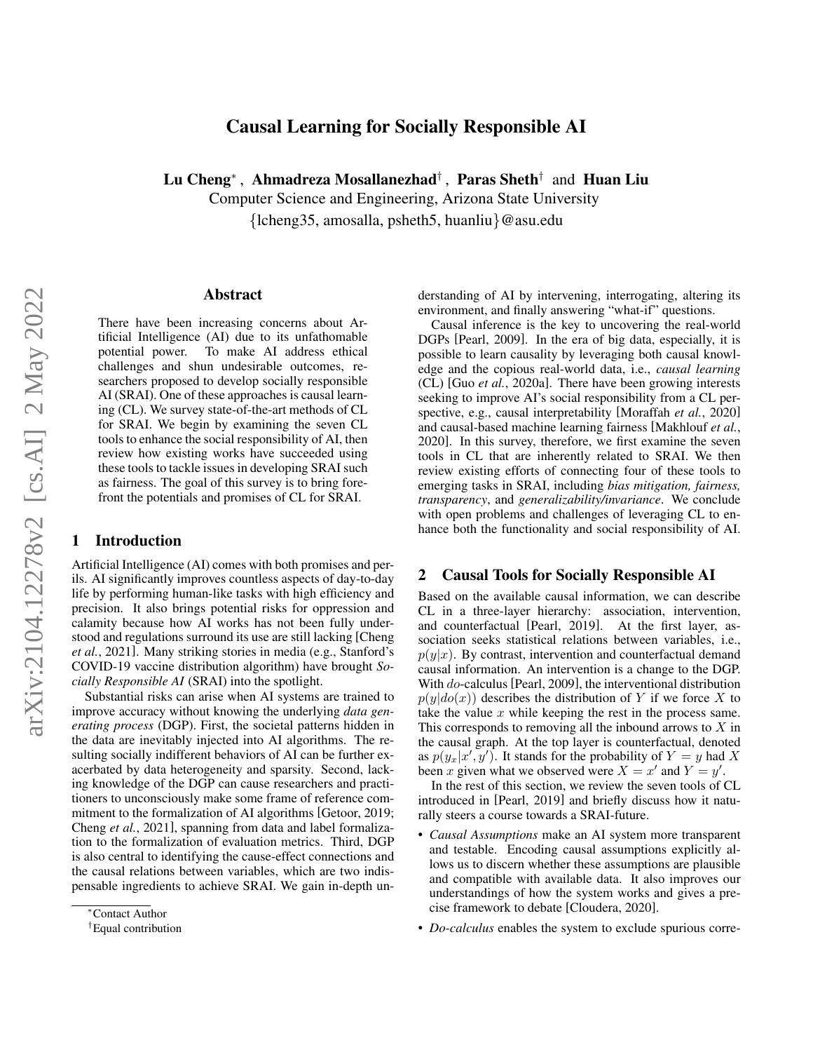# Causal Learning for Socially Responsible AI

**Lu Cheng**[*] , **Ahmadreza Mosallanezhad**[†] , **Paras Sheth**[†] and **Huan Liu**
Computer Science and Engineering, Arizona State University
{lcheng35, amosalla, psheth5, huanliu}@asu.edu

## Abstract

There have been increasing concerns about Artificial Intelligence (AI) due to its unfathomable potential power. To make AI address ethical challenges and shun undesirable outcomes, researchers proposed to develop socially responsible AI (SRAI). One of these approaches is causal learning (CL). We survey state-of-the-art methods of CL for SRAI. We begin by examining the seven CL tools to enhance the social responsibility of AI, then review how existing works have succeeded using these tools to tackle issues in developing SRAI such as fairness. The goal of this survey is to bring forefront the potentials and promises of CL for SRAI.

## 1 Introduction

Artificial Intelligence (AI) comes with both promises and perils. AI significantly improves countless aspects of day-to-day life by performing human-like tasks with high efficiency and precision. It also brings potential risks for oppression and calamity because how AI works has not been fully understood and regulations surround its use are still lacking [Cheng *et al.*, 2021]. Many striking stories in media (e.g., Stanford's COVID-19 vaccine distribution algorithm) have brought *Socially Responsible AI* (SRAI) into the spotlight.

Substantial risks can arise when AI systems are trained to improve accuracy without knowing the underlying *data generating process* (DGP). First, the societal patterns hidden in the data are inevitably injected into AI algorithms. The resulting socially indifferent behaviors of AI can be further exacerbated by data heterogeneity and sparsity. Second, lacking knowledge of the DGP can cause researchers and practitioners to unconsciously make some frame of reference commitment to the formalization of AI algorithms [Getoor, 2019; Cheng *et al.*, 2021], spanning from data and label formalization to the formalization of evaluation metrics. Third, DGP is also central to identifying the cause-effect connections and the causal relations between variables, which are two indispensable ingredients to achieve SRAI. We gain in-depth understanding of AI by intervening, interrogating, altering its environment, and finally answering "what-if" questions.

Causal inference is the key to uncovering the real-world DGPs [Pearl, 2009]. In the era of big data, especially, it is possible to learn causality by leveraging both causal knowledge and the copious real-world data, i.e., *causal learning* (CL) [Guo *et al.*, 2020a]. There have been growing interests seeking to improve AI's social responsibility from a CL perspective, e.g., causal interpretability [Moraffah *et al.*, 2020] and causal-based machine learning fairness [Makhlouf *et al.*, 2020]. In this survey, therefore, we first examine the seven tools in CL that are inherently related to SRAI. We then review existing efforts of connecting four of these tools to emerging tasks in SRAI, including *bias mitigation, fairness, transparency*, and *generalizability/invariance*. We conclude with open problems and challenges of leveraging CL to enhance both the functionality and social responsibility of AI.

## 2 Causal Tools for Socially Responsible AI

Based on the available causal information, we can describe CL in a three-layer hierarchy: association, intervention, and counterfactual [Pearl, 2019]. At the first layer, association seeks statistical relations between variables, i.e., $p(y|x)$. By contrast, intervention and counterfactual demand causal information. An intervention is a change to the DGP. With $do$-calculus [Pearl, 2009], the interventional distribution $p(y|do(x))$ describes the distribution of $Y$ if we force $X$ to take the value $x$ while keeping the rest in the process same. This corresponds to removing all the inbound arrows to $X$ in the causal graph. At the top layer is counterfactual, denoted as $p(y_x|x', y')$. It stands for the probability of $Y = y$ had $X$ been $x$ given what we observed were $X = x'$ and $Y = y'$.

In the rest of this section, we review the seven tools of CL introduced in [Pearl, 2019] and briefly discuss how it naturally steers a course towards a SRAI-future.

- *Causal Assumptions* make an AI system more transparent and testable. Encoding causal assumptions explicitly allows us to discern whether these assumptions are plausible and compatible with available data. It also improves our understandings of how the system works and gives a precise framework to debate [Cloudera, 2020].
- *Do-calculus* enables the system to exclude spurious corre-

[*]Contact Author
[†]Equal contribution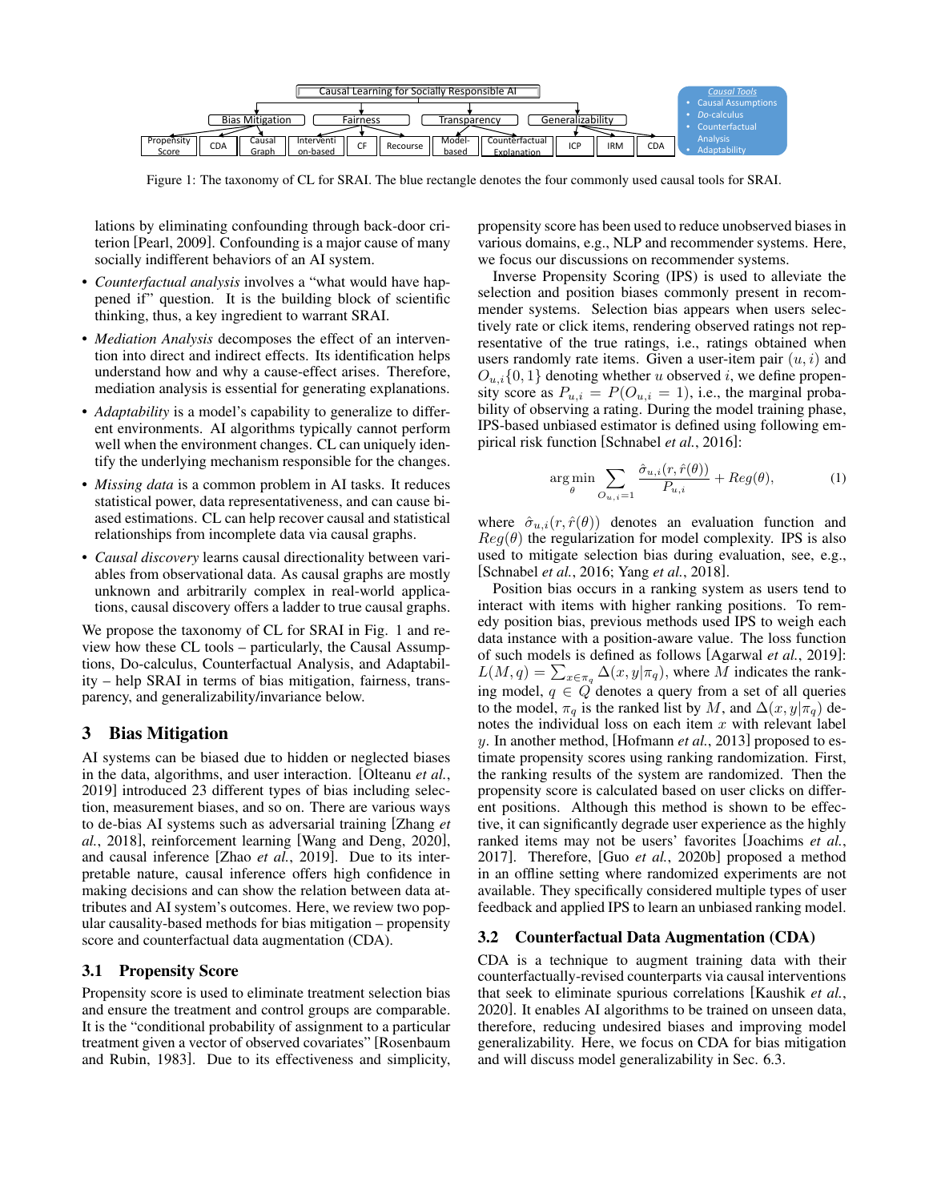Causal Learning for Socially Responsible AI

| Bias Mitigation | | | Fairness | | | Transparency | | Generalizability | | |
|---|---|---|---|---|---|---|---|---|---|---|
| Propensity Score | CDA | Causal Graph | Intervention-based | CF | Recourse | Model-based | Counterfactual Explanation | ICP | IRM | CDA |

*Causal Tools*
- Causal Assumptions
- *Do*-calculus
- Counterfactual Analysis
- Adaptability

Figure 1: The taxonomy of CL for SRAI. The blue rectangle denotes the four commonly used causal tools for SRAI.

lations by eliminating confounding through back-door criterion [Pearl, 2009]. Confounding is a major cause of many socially indifferent behaviors of an AI system.

- *Counterfactual analysis* involves a "what would have happened if" question. It is the building block of scientific thinking, thus, a key ingredient to warrant SRAI.
- *Mediation Analysis* decomposes the effect of an intervention into direct and indirect effects. Its identification helps understand how and why a cause-effect arises. Therefore, mediation analysis is essential for generating explanations.
- *Adaptability* is a model's capability to generalize to different environments. AI algorithms typically cannot perform well when the environment changes. CL can uniquely identify the underlying mechanism responsible for the changes.
- *Missing data* is a common problem in AI tasks. It reduces statistical power, data representativeness, and can cause biased estimations. CL can help recover causal and statistical relationships from incomplete data via causal graphs.
- *Causal discovery* learns causal directionality between variables from observational data. As causal graphs are mostly unknown and arbitrarily complex in real-world applications, causal discovery offers a ladder to true causal graphs.

We propose the taxonomy of CL for SRAI in Fig. 1 and review how these CL tools – particularly, the Causal Assumptions, Do-calculus, Counterfactual Analysis, and Adaptability – help SRAI in terms of bias mitigation, fairness, transparency, and generalizability/invariance below.

## 3 Bias Mitigation

AI systems can be biased due to hidden or neglected biases in the data, algorithms, and user interaction. [Olteanu *et al.*, 2019] introduced 23 different types of bias including selection, measurement biases, and so on. There are various ways to de-bias AI systems such as adversarial training [Zhang *et al.*, 2018], reinforcement learning [Wang and Deng, 2020], and causal inference [Zhao *et al.*, 2019]. Due to its interpretable nature, causal inference offers high confidence in making decisions and can show the relation between data attributes and AI system's outcomes. Here, we review two popular causality-based methods for bias mitigation – propensity score and counterfactual data augmentation (CDA).

### 3.1 Propensity Score

Propensity score is used to eliminate treatment selection bias and ensure the treatment and control groups are comparable. It is the "conditional probability of assignment to a particular treatment given a vector of observed covariates" [Rosenbaum and Rubin, 1983]. Due to its effectiveness and simplicity, propensity score has been used to reduce unobserved biases in various domains, e.g., NLP and recommender systems. Here, we focus our discussions on recommender systems.

Inverse Propensity Scoring (IPS) is used to alleviate the selection and position biases commonly present in recommender systems. Selection bias appears when users selectively rate or click items, rendering observed ratings not representative of the true ratings, i.e., ratings obtained when users randomly rate items. Given a user-item pair $(u, i)$ and $O_{u,i}\{0, 1\}$ denoting whether $u$ observed $i$, we define propensity score as $P_{u,i} = P(O_{u,i} = 1)$, i.e., the marginal probability of observing a rating. During the model training phase, IPS-based unbiased estimator is defined using following empirical risk function [Schnabel *et al.*, 2016]:

$$\arg\min_{\theta} \sum_{O_{u,i}=1} \frac{\hat{\sigma}_{u,i}(r, \hat{r}(\theta))}{P_{u,i}} + Reg(\theta), \tag{1}$$

where $\hat{\sigma}_{u,i}(r, \hat{r}(\theta))$ denotes an evaluation function and $Reg(\theta)$ the regularization for model complexity. IPS is also used to mitigate selection bias during evaluation, see, e.g., [Schnabel *et al.*, 2016; Yang *et al.*, 2018].

Position bias occurs in a ranking system as users tend to interact with items with higher ranking positions. To remedy position bias, previous methods used IPS to weigh each data instance with a position-aware value. The loss function of such models is defined as follows [Agarwal *et al.*, 2019]: $L(M, q) = \sum_{x \in \pi_q} \Delta(x, y|\pi_q)$, where $M$ indicates the ranking model, $q \in Q$ denotes a query from a set of all queries to the model, $\pi_q$ is the ranked list by $M$, and $\Delta(x, y|\pi_q)$ denotes the individual loss on each item $x$ with relevant label $y$. In another method, [Hofmann *et al.*, 2013] proposed to estimate propensity scores using ranking randomization. First, the ranking results of the system are randomized. Then the propensity score is calculated based on user clicks on different positions. Although this method is shown to be effective, it can significantly degrade user experience as the highly ranked items may not be users' favorites [Joachims *et al.*, 2017]. Therefore, [Guo *et al.*, 2020b] proposed a method in an offline setting where randomized experiments are not available. They specifically considered multiple types of user feedback and applied IPS to learn an unbiased ranking model.

### 3.2 Counterfactual Data Augmentation (CDA)

CDA is a technique to augment training data with their counterfactually-revised counterparts via causal interventions that seek to eliminate spurious correlations [Kaushik *et al.*, 2020]. It enables AI algorithms to be trained on unseen data, therefore, reducing undesired biases and improving model generalizability. Here, we focus on CDA for bias mitigation and will discuss model generalizability in Sec. 6.3.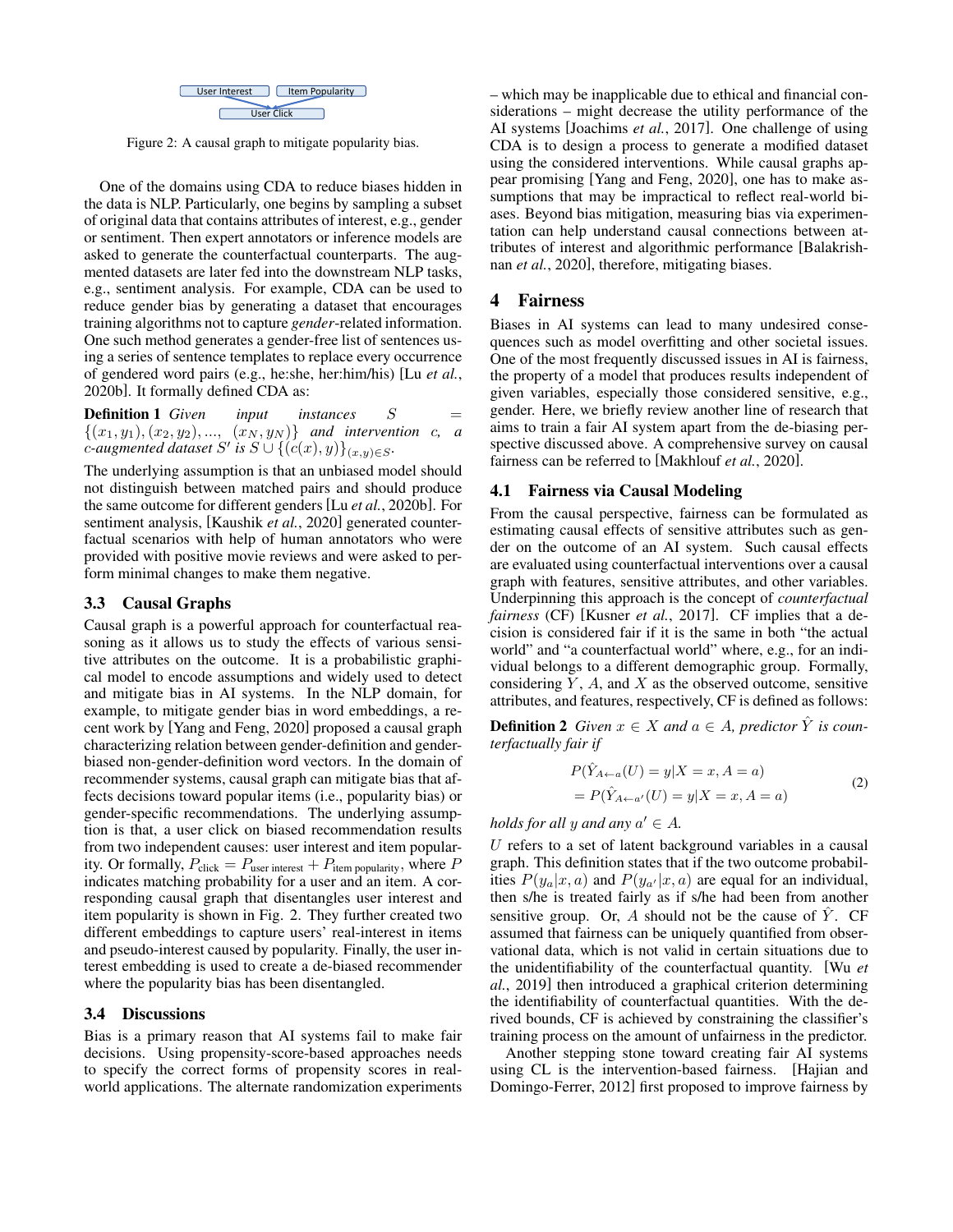User Interest | Item Popularity → User Click

Figure 2: A causal graph to mitigate popularity bias.

One of the domains using CDA to reduce biases hidden in the data is NLP. Particularly, one begins by sampling a subset of original data that contains attributes of interest, e.g., gender or sentiment. Then expert annotators or inference models are asked to generate the counterfactual counterparts. The augmented datasets are later fed into the downstream NLP tasks, e.g., sentiment analysis. For example, CDA can be used to reduce gender bias by generating a dataset that encourages training algorithms not to capture *gender*-related information. One such method generates a gender-free list of sentences using a series of sentence templates to replace every occurrence of gendered word pairs (e.g., he:she, her:him/his) [Lu *et al.*, 2020b]. It formally defined CDA as:

**Definition 1** *Given input instances* $S = \{(x_1, y_1), (x_2, y_2), ..., (x_N, y_N)\}$ *and intervention* $c$*, a* $c$*-augmented dataset* $S'$ *is* $S \cup \{(c(x), y)\}_{(x,y)\in S}$.

The underlying assumption is that an unbiased model should not distinguish between matched pairs and should produce the same outcome for different genders [Lu *et al.*, 2020b]. For sentiment analysis, [Kaushik *et al.*, 2020] generated counterfactual scenarios with help of human annotators who were provided with positive movie reviews and were asked to perform minimal changes to make them negative.

### 3.3 Causal Graphs

Causal graph is a powerful approach for counterfactual reasoning as it allows us to study the effects of various sensitive attributes on the outcome. It is a probabilistic graphical model to encode assumptions and widely used to detect and mitigate bias in AI systems. In the NLP domain, for example, to mitigate gender bias in word embeddings, a recent work by [Yang and Feng, 2020] proposed a causal graph characterizing relation between gender-definition and gender-biased non-gender-definition word vectors. In the domain of recommender systems, causal graph can mitigate bias that affects decisions toward popular items (i.e., popularity bias) or gender-specific recommendations. The underlying assumption is that, a user click on biased recommendation results from two independent causes: user interest and item popularity. Or formally, $P_{\text{click}} = P_{\text{user interest}} + P_{\text{item popularity}}$, where $P$ indicates matching probability for a user and an item. A corresponding causal graph that disentangles user interest and item popularity is shown in Fig. 2. They further created two different embeddings to capture users' real-interest in items and pseudo-interest caused by popularity. Finally, the user interest embedding is used to create a de-biased recommender where the popularity bias has been disentangled.

### 3.4 Discussions

Bias is a primary reason that AI systems fail to make fair decisions. Using propensity-score-based approaches needs to specify the correct forms of propensity scores in real-world applications. The alternate randomization experiments – which may be inapplicable due to ethical and financial considerations – might decrease the utility performance of the AI systems [Joachims *et al.*, 2017]. One challenge of using CDA is to design a process to generate a modified dataset using the considered interventions. While causal graphs appear promising [Yang and Feng, 2020], one has to make assumptions that may be impractical to reflect real-world biases. Beyond bias mitigation, measuring bias via experimentation can help understand causal connections between attributes of interest and algorithmic performance [Balakrishnan *et al.*, 2020], therefore, mitigating biases.

## 4 Fairness

Biases in AI systems can lead to many undesired consequences such as model overfitting and other societal issues. One of the most frequently discussed issues in AI is fairness, the property of a model that produces results independent of given variables, especially those considered sensitive, e.g., gender. Here, we briefly review another line of research that aims to train a fair AI system apart from the de-biasing perspective discussed above. A comprehensive survey on causal fairness can be referred to [Makhlouf *et al.*, 2020].

### 4.1 Fairness via Causal Modeling

From the causal perspective, fairness can be formulated as estimating causal effects of sensitive attributes such as gender on the outcome of an AI system. Such causal effects are evaluated using counterfactual interventions over a causal graph with features, sensitive attributes, and other variables. Underpinning this approach is the concept of *counterfactual fairness* (CF) [Kusner *et al.*, 2017]. CF implies that a decision is considered fair if it is the same in both "the actual world" and "a counterfactual world" where, e.g., for an individual belongs to a different demographic group. Formally, considering $Y$, $A$, and $X$ as the observed outcome, sensitive attributes and features, respectively, CF is defined as follows:

**Definition 2** *Given* $x \in X$ *and* $a \in A$*, predictor* $\hat{Y}$ *is counterfactually fair if*

$$
\begin{aligned}
&P(\hat{Y}_{A\leftarrow a}(U) = y | X = x, A = a) \\
&= P(\hat{Y}_{A\leftarrow a'}(U) = y | X = x, A = a)
\end{aligned} \tag{2}
$$

*holds for all* $y$ *and any* $a' \in A$.

$U$ refers to a set of latent background variables in a causal graph. This definition states that if the two outcome probabilities $P(y_a|x, a)$ and $P(y_{a'}|x, a)$ are equal for an individual, then s/he is treated fairly as if s/he had been from another sensitive group. Or, $A$ should not be the cause of $\hat{Y}$. CF assumed that fairness can be uniquely quantified from observational data, which is not valid in certain situations due to the unidentifiability of the counterfactual quantity. [Wu *et al.*, 2019] then introduced a graphical criterion determining the identifiability of counterfactual quantities. With the derived bounds, CF is achieved by constraining the classifier's training process on the amount of unfairness in the predictor.

Another stepping stone toward creating fair AI systems using CL is the intervention-based fairness. [Hajian and Domingo-Ferrer, 2012] first proposed to improve fairness by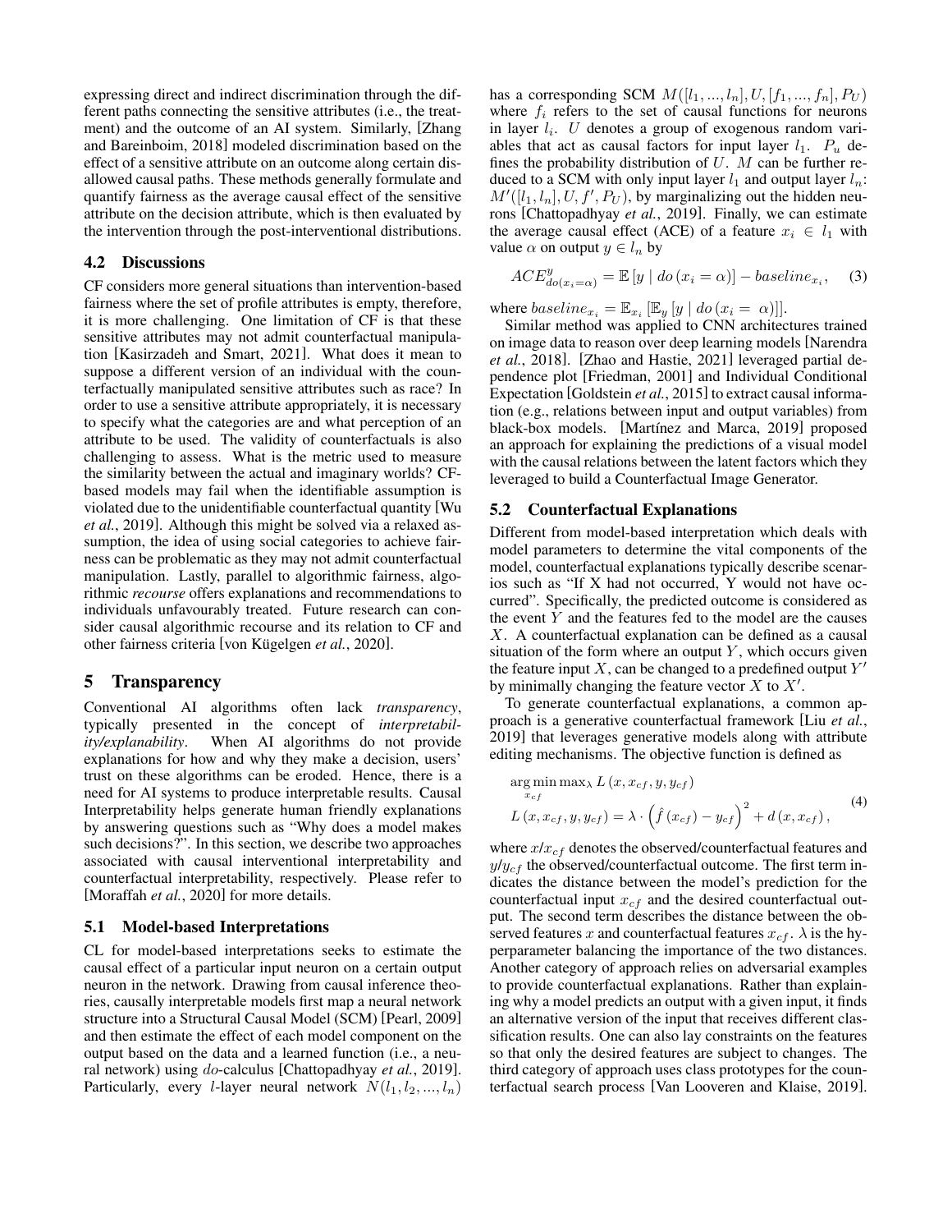expressing direct and indirect discrimination through the different paths connecting the sensitive attributes (i.e., the treatment) and the outcome of an AI system. Similarly, [Zhang and Bareinboim, 2018] modeled discrimination based on the effect of a sensitive attribute on an outcome along certain disallowed causal paths. These methods generally formulate and quantify fairness as the average causal effect of the sensitive attribute on the decision attribute, which is then evaluated by the intervention through the post-interventional distributions.

### 4.2 Discussions

CF considers more general situations than intervention-based fairness where the set of profile attributes is empty, therefore, it is more challenging. One limitation of CF is that these sensitive attributes may not admit counterfactual manipulation [Kasirzadeh and Smart, 2021]. What does it mean to suppose a different version of an individual with the counterfactually manipulated sensitive attributes such as race? In order to use a sensitive attribute appropriately, it is necessary to specify what the categories are and what perception of an attribute to be used. The validity of counterfactuals is also challenging to assess. What is the metric used to measure the similarity between the actual and imaginary worlds? CF-based models may fail when the identifiable assumption is violated due to the unidentifiable counterfactual quantity [Wu *et al.*, 2019]. Although this might be solved via a relaxed assumption, the idea of using social categories to achieve fairness can be problematic as they may not admit counterfactual manipulation. Lastly, parallel to algorithmic fairness, algorithmic *recourse* offers explanations and recommendations to individuals unfavourably treated. Future research can consider causal algorithmic recourse and its relation to CF and other fairness criteria [von Kügelgen *et al.*, 2020].

## 5 Transparency

Conventional AI algorithms often lack *transparency*, typically presented in the concept of *interpretability/explanability*. When AI algorithms do not provide explanations for how and why they make a decision, users' trust on these algorithms can be eroded. Hence, there is a need for AI systems to produce interpretable results. Causal Interpretability helps generate human friendly explanations by answering questions such as "Why does a model makes such decisions?". In this section, we describe two approaches associated with causal interventional interpretability and counterfactual interpretability, respectively. Please refer to [Moraffah *et al.*, 2020] for more details.

### 5.1 Model-based Interpretations

CL for model-based interpretations seeks to estimate the causal effect of a particular input neuron on a certain output neuron in the network. Drawing from causal inference theories, causally interpretable models first map a neural network structure into a Structural Causal Model (SCM) [Pearl, 2009] and then estimate the effect of each model component on the output based on the data and a learned function (i.e., a neural network) using $do$-calculus [Chattopadhyay *et al.*, 2019]. Particularly, every $l$-layer neural network $N(l_1, l_2, ..., l_n)$ has a corresponding SCM $M([l_1, ..., l_n], U, [f_1, ..., f_n], P_U)$ where $f_i$ refers to the set of causal functions for neurons in layer $l_i$. $U$ denotes a group of exogenous random variables that act as causal factors for input layer $l_1$. $P_u$ defines the probability distribution of $U$. $M$ can be further reduced to a SCM with only input layer $l_1$ and output layer $l_n$: $M'([l_1, l_n], U, f', P_U)$, by marginalizing out the hidden neurons [Chattopadhyay *et al.*, 2019]. Finally, we can estimate the average causal effect (ACE) of a feature $x_i \in l_1$ with value $\alpha$ on output $y \in l_n$ by

$$ACE^{y}_{do(x_i=\alpha)} = \mathbb{E}\left[y \mid do\left(x_i = \alpha\right)\right] - baseline_{x_i}, \quad (3)$$

where $baseline_{x_i} = \mathbb{E}_{x_i}\left[\mathbb{E}_y\left[y \mid do\left(x_i = \alpha\right)\right]\right]$.

Similar method was applied to CNN architectures trained on image data to reason over deep learning models [Narendra *et al.*, 2018]. [Zhao and Hastie, 2021] leveraged partial dependence plot [Friedman, 2001] and Individual Conditional Expectation [Goldstein *et al.*, 2015] to extract causal information (e.g., relations between input and output variables) from black-box models. [Martínez and Marca, 2019] proposed an approach for explaining the predictions of a visual model with the causal relations between the latent factors which they leveraged to build a Counterfactual Image Generator.

### 5.2 Counterfactual Explanations

Different from model-based interpretation which deals with model parameters to determine the vital components of the model, counterfactual explanations typically describe scenarios such as "If X had not occurred, Y would not have occurred". Specifically, the predicted outcome is considered as the event $Y$ and the features fed to the model are the causes $X$. A counterfactual explanation can be defined as a causal situation of the form where an output $Y$, which occurs given the feature input $X$, can be changed to a predefined output $Y'$ by minimally changing the feature vector $X$ to $X'$.

To generate counterfactual explanations, a common approach is a generative counterfactual framework [Liu *et al.*, 2019] that leverages generative models along with attribute editing mechanisms. The objective function is defined as

$$\begin{aligned}
&\underset{x_{cf}}{\arg\min}\max_{\lambda} L\left(x, x_{cf}, y, y_{cf}\right) \\
&L\left(x, x_{cf}, y, y_{cf}\right) = \lambda \cdot \left(\hat{f}\left(x_{cf}\right) - y_{cf}\right)^2 + d\left(x, x_{cf}\right),
\end{aligned} \quad (4)$$

where $x$/$x_{cf}$ denotes the observed/counterfactual features and $y$/$y_{cf}$ the observed/counterfactual outcome. The first term indicates the distance between the model's prediction for the counterfactual input $x_{cf}$ and the desired counterfactual output. The second term describes the distance between the observed features $x$ and counterfactual features $x_{cf}$. $\lambda$ is the hyperparameter balancing the importance of the two distances. Another category of approach relies on adversarial examples to provide counterfactual explanations. Rather than explaining why a model predicts an output with a given input, it finds an alternative version of the input that receives different classification results. One can also lay constraints on the features so that only the desired features are subject to changes. The third category of approach uses class prototypes for the counterfactual search process [Van Looveren and Klaise, 2019].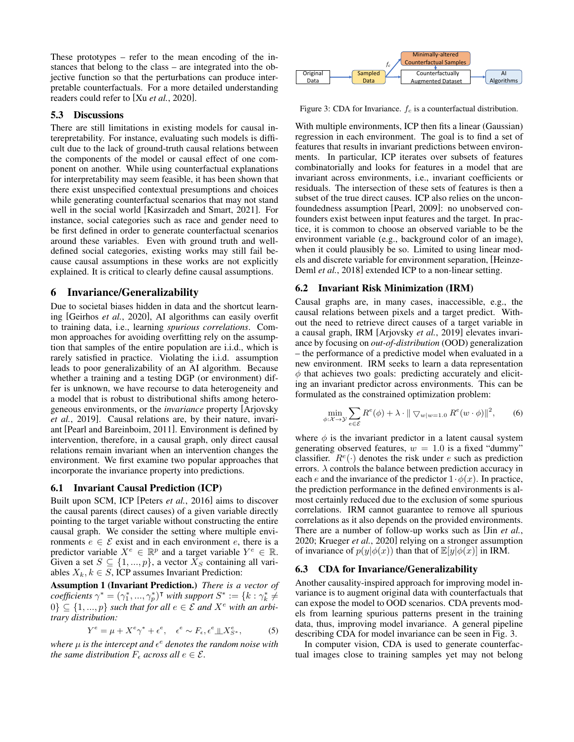These prototypes – refer to the mean encoding of the instances that belong to the class – are integrated into the objective function so that the perturbations can produce interpretable counterfactuals. For a more detailed understanding readers could refer to [Xu *et al.*, 2020].

### 5.3 Discussions

There are still limitations in existing models for causal interepretability. For instance, evaluating such models is difficult due to the lack of ground-truth causal relations between the components of the model or causal effect of one component on another. While using counterfactual explanations for interpretability may seem feasible, it has been shown that there exist unspecified contextual presumptions and choices while generating counterfactual scenarios that may not stand well in the social world [Kasirzadeh and Smart, 2021]. For instance, social categories such as race and gender need to be first defined in order to generate counterfactual scenarios around these variables. Even with ground truth and well-defined social categories, existing works may still fail because causal assumptions in these works are not explicitly explained. It is critical to clearly define causal assumptions.

## 6 Invariance/Generalizability

Due to societal biases hidden in data and the shortcut learning [Geirhos *et al.*, 2020], AI algorithms can easily overfit to training data, i.e., learning *spurious correlations*. Common approaches for avoiding overfitting rely on the assumption that samples of the entire population are i.i.d., which is rarely satisfied in practice. Violating the i.i.d. assumption leads to poor generalizability of an AI algorithm. Because whether a training and a testing DGP (or environment) differ is unknown, we have recourse to data heterogeneity and a model that is robust to distributional shifts among heterogeneous environments, or the *invariance* property [Arjovsky *et al.*, 2019]. Causal relations are, by their nature, invariant [Pearl and Bareinboim, 2011]. Environment is defined by intervention, therefore, in a causal graph, only direct causal relations remain invariant when an intervention changes the environment. We first examine two popular approaches that incorporate the invariance property into predictions.

### 6.1 Invariant Causal Prediction (ICP)

Built upon SCM, ICP [Peters *et al.*, 2016] aims to discover the causal parents (direct causes) of a given variable directly pointing to the target variable without constructing the entire causal graph. We consider the setting where multiple environments $e \in \mathcal{E}$ exist and in each environment $e$, there is a predictor variable $X^e \in \mathbb{R}^p$ and a target variable $Y^e \in \mathbb{R}$. Given a set $S \subseteq \{1, ..., p\}$, a vector $X_S$ containing all variables $X_k, k \in S$, ICP assumes Invariant Prediction:

**Assumption 1 (Invariant Prediction.)** *There is a vector of coefficients $\gamma^* = (\gamma^*_1, ..., \gamma^*_p)^\intercal$ with support $S^* := \{k : \gamma^*_k \neq 0\} \subseteq \{1, ..., p\}$ such that for all $e \in \mathcal{E}$ and $X^e$ with an arbitrary distribution:*

$$Y^e = \mu + X^e \gamma^* + \epsilon^e, \quad \epsilon^e \sim F_\epsilon, \epsilon^e \perp\!\!\!\perp X^e_{S^*}, \tag{5}$$

*where $\mu$ is the intercept and $\epsilon^e$ denotes the random noise with the same distribution $F_\epsilon$ across all $e \in \mathcal{E}$.*

With multiple environments, ICP then fits a linear (Gaussian) regression in each environment. The goal is to find a set of features that results in invariant predictions between environments. In particular, ICP iterates over subsets of features combinatorially and looks for features in a model that are invariant across environments, i.e., invariant coefficients or residuals. The intersection of these sets of features is then a subset of the true direct causes. ICP also relies on the unconfoundedness assumption [Pearl, 2009]: no unobserved confounders exist between input features and the target. In practice, it is common to choose an observed variable to be the environment variable (e.g., background color of an image), when it could plausibly be so. Limited to using linear models and discrete variable for environment separation, [Heinze-Deml *et al.*, 2018] extended ICP to a non-linear setting.

### 6.2 Invariant Risk Minimization (IRM)

Causal graphs are, in many cases, inaccessible, e.g., the causal relations between pixels and a target predict. Without the need to retrieve direct causes of a target variable in a causal graph, IRM [Arjovsky *et al.*, 2019] elevates invariance by focusing on *out-of-distribution* (OOD) generalization – the performance of a predictive model when evaluated in a new environment. IRM seeks to learn a data representation $\phi$ that achieves two goals: predicting accurately and eliciting an invariant predictor across environments. This can be formulated as the constrained optimization problem:

$$\min_{\phi:\mathcal{X}\rightarrow\mathcal{Y}} \sum_{e\in\mathcal{E}} R^e(\phi) + \lambda \cdot \| \bigtriangledown_{w|w=1.0} R^e(w \cdot \phi)\|^2, \tag{6}$$

where $\phi$ is the invariant predictor in a latent causal system generating observed features, $w = 1.0$ is a fixed "dummy" classifier. $R^e(\cdot)$ denotes the risk under $e$ such as prediction errors. $\lambda$ controls the balance between prediction accuracy in each $e$ and the invariance of the predictor $1 \cdot \phi(x)$. In practice, the prediction performance in the defined environments is almost certainly reduced due to the exclusion of some spurious correlations. IRM cannot guarantee to remove all spurious correlations as it also depends on the provided environments. There are a number of follow-up works such as [Jin *et al.*, 2020; Krueger *et al.*, 2020] relying on a stronger assumption of invariance of $p(y|\phi(x))$ than that of $\mathbb{E}[y|\phi(x)]$ in IRM.

### 6.3 CDA for Invariance/Generalizability

Figure 3: CDA for Invariance. $f_c$ is a counterfactual distribution.

Another causality-inspired approach for improving model invariance is to augment original data with counterfactuals that can expose the model to OOD scenarios. CDA prevents models from learning spurious patterns present in the training data, thus, improving model invariance. A general pipeline describing CDA for model invariance can be seen in Fig. 3.

In computer vision, CDA is used to generate counterfactual images close to training samples yet may not belong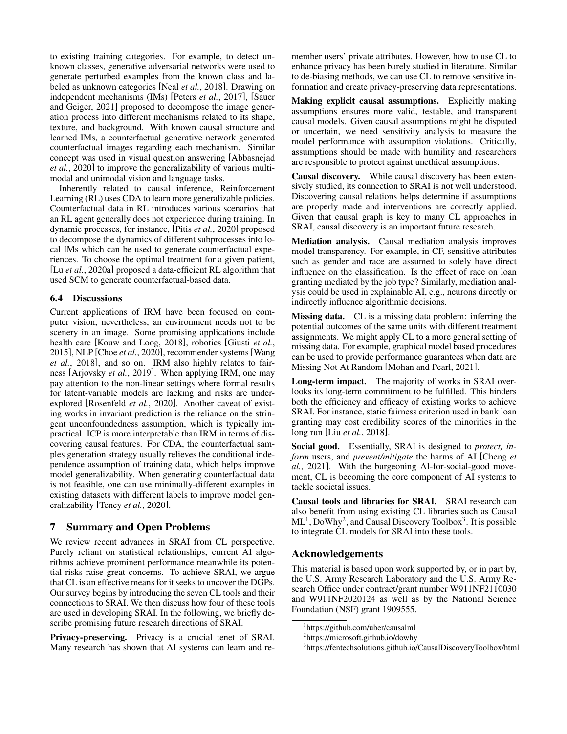to existing training categories. For example, to detect unknown classes, generative adversarial networks were used to generate perturbed examples from the known class and labeled as unknown categories [Neal *et al.*, 2018]. Drawing on independent mechanisms (IMs) [Peters *et al.*, 2017], [Sauer and Geiger, 2021] proposed to decompose the image generation process into different mechanisms related to its shape, texture, and background. With known causal structure and learned IMs, a counterfactual generative network generated counterfactual images regarding each mechanism. Similar concept was used in visual question answering [Abbasnejad *et al.*, 2020] to improve the generalizability of various multimodal and unimodal vision and language tasks.

Inherently related to causal inference, Reinforcement Learning (RL) uses CDA to learn more generalizable policies. Counterfactual data in RL introduces various scenarios that an RL agent generally does not experience during training. In dynamic processes, for instance, [Pitis *et al.*, 2020] proposed to decompose the dynamics of different subprocesses into local IMs which can be used to generate counterfactual experiences. To choose the optimal treatment for a given patient, [Lu *et al.*, 2020a] proposed a data-efficient RL algorithm that used SCM to generate counterfactual-based data.

### 6.4 Discussions

Current applications of IRM have been focused on computer vision, nevertheless, an environment needs not to be scenery in an image. Some promising applications include health care [Kouw and Loog, 2018], robotics [Giusti *et al.*, 2015], NLP [Choe *et al.*, 2020], recommender systems [Wang *et al.*, 2018], and so on. IRM also highly relates to fairness [Arjovsky *et al.*, 2019]. When applying IRM, one may pay attention to the non-linear settings where formal results for latent-variable models are lacking and risks are under-explored [Rosenfeld *et al.*, 2020]. Another caveat of existing works in invariant prediction is the reliance on the stringent unconfoundedness assumption, which is typically impractical. ICP is more interpretable than IRM in terms of discovering causal features. For CDA, the counterfactual samples generation strategy usually relieves the conditional independence assumption of training data, which helps improve model generalizability. When generating counterfactual data is not feasible, one can use minimally-different examples in existing datasets with different labels to improve model generalizability [Teney *et al.*, 2020].

## 7 Summary and Open Problems

We review recent advances in SRAI from CL perspective. Purely reliant on statistical relationships, current AI algorithms achieve prominent performance meanwhile its potential risks raise great concerns. To achieve SRAI, we argue that CL is an effective means for it seeks to uncover the DGPs. Our survey begins by introducing the seven CL tools and their connections to SRAI. We then discuss how four of these tools are used in developing SRAI. In the following, we briefly describe promising future research directions of SRAI.

**Privacy-preserving.** Privacy is a crucial tenet of SRAI. Many research has shown that AI systems can learn and remember users' private attributes. However, how to use CL to enhance privacy has been barely studied in literature. Similar to de-biasing methods, we can use CL to remove sensitive information and create privacy-preserving data representations.

**Making explicit causal assumptions.** Explicitly making assumptions ensures more valid, testable, and transparent causal models. Given causal assumptions might be disputed or uncertain, we need sensitivity analysis to measure the model performance with assumption violations. Critically, assumptions should be made with humility and researchers are responsible to protect against unethical assumptions.

**Causal discovery.** While causal discovery has been extensively studied, its connection to SRAI is not well understood. Discovering causal relations helps determine if assumptions are properly made and interventions are correctly applied. Given that causal graph is key to many CL approaches in SRAI, causal discovery is an important future research.

**Mediation analysis.** Causal mediation analysis improves model transparency. For example, in CF, sensitive attributes such as gender and race are assumed to solely have direct influence on the classification. Is the effect of race on loan granting mediated by the job type? Similarly, mediation analysis could be used in explainable AI, e.g., neurons directly or indirectly influence algorithmic decisions.

**Missing data.** CL is a missing data problem: inferring the potential outcomes of the same units with different treatment assignments. We might apply CL to a more general setting of missing data. For example, graphical model based procedures can be used to provide performance guarantees when data are Missing Not At Random [Mohan and Pearl, 2021].

**Long-term impact.** The majority of works in SRAI overlooks its long-term commitment to be fulfilled. This hinders both the efficiency and efficacy of existing works to achieve SRAI. For instance, static fairness criterion used in bank loan granting may cost credibility scores of the minorities in the long run [Liu *et al.*, 2018].

**Social good.** Essentially, SRAI is designed to *protect, inform* users, and *prevent/mitigate* the harms of AI [Cheng *et al.*, 2021]. With the burgeoning AI-for-social-good movement, CL is becoming the core component of AI systems to tackle societal issues.

**Causal tools and libraries for SRAI.** SRAI research can also benefit from using existing CL libraries such as Causal ML[1], DoWhy[2], and Causal Discovery Toolbox[3]. It is possible to integrate CL models for SRAI into these tools.

## Acknowledgements

This material is based upon work supported by, or in part by, the U.S. Army Research Laboratory and the U.S. Army Research Office under contract/grant number W911NF2110030 and W911NF2020124 as well as by the National Science Foundation (NSF) grant 1909555.

[1] https://github.com/uber/causalml

[2] https://microsoft.github.io/dowhy

[3] https://fentechsolutions.github.io/CausalDiscoveryToolbox/html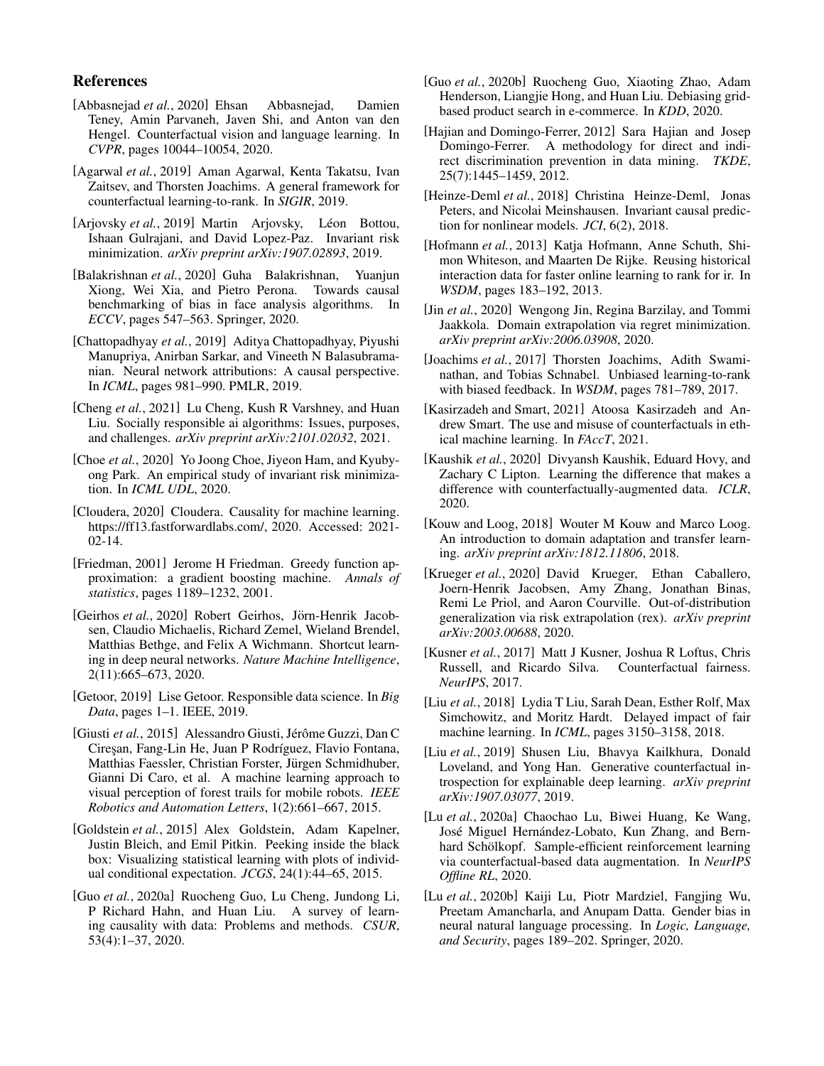## References

[Abbasnejad *et al.*, 2020] Ehsan Abbasnejad, Damien Teney, Amin Parvaneh, Javen Shi, and Anton van den Hengel. Counterfactual vision and language learning. In *CVPR*, pages 10044–10054, 2020.

[Agarwal *et al.*, 2019] Aman Agarwal, Kenta Takatsu, Ivan Zaitsev, and Thorsten Joachims. A general framework for counterfactual learning-to-rank. In *SIGIR*, 2019.

[Arjovsky *et al.*, 2019] Martin Arjovsky, Léon Bottou, Ishaan Gulrajani, and David Lopez-Paz. Invariant risk minimization. *arXiv preprint arXiv:1907.02893*, 2019.

[Balakrishnan *et al.*, 2020] Guha Balakrishnan, Yuanjun Xiong, Wei Xia, and Pietro Perona. Towards causal benchmarking of bias in face analysis algorithms. In *ECCV*, pages 547–563. Springer, 2020.

[Chattopadhyay *et al.*, 2019] Aditya Chattopadhyay, Piyushi Manupriya, Anirban Sarkar, and Vineeth N Balasubramanian. Neural network attributions: A causal perspective. In *ICML*, pages 981–990. PMLR, 2019.

[Cheng *et al.*, 2021] Lu Cheng, Kush R Varshney, and Huan Liu. Socially responsible ai algorithms: Issues, purposes, and challenges. *arXiv preprint arXiv:2101.02032*, 2021.

[Choe *et al.*, 2020] Yo Joong Choe, Jiyeon Ham, and Kyubyong Park. An empirical study of invariant risk minimization. In *ICML UDL*, 2020.

[Cloudera, 2020] Cloudera. Causality for machine learning. https://ff13.fastforwardlabs.com/, 2020. Accessed: 2021-02-14.

[Friedman, 2001] Jerome H Friedman. Greedy function approximation: a gradient boosting machine. *Annals of statistics*, pages 1189–1232, 2001.

[Geirhos *et al.*, 2020] Robert Geirhos, Jörn-Henrik Jacobsen, Claudio Michaelis, Richard Zemel, Wieland Brendel, Matthias Bethge, and Felix A Wichmann. Shortcut learning in deep neural networks. *Nature Machine Intelligence*, 2(11):665–673, 2020.

[Getoor, 2019] Lise Getoor. Responsible data science. In *Big Data*, pages 1–1. IEEE, 2019.

[Giusti *et al.*, 2015] Alessandro Giusti, Jérôme Guzzi, Dan C Cireşan, Fang-Lin He, Juan P Rodríguez, Flavio Fontana, Matthias Faessler, Christian Forster, Jürgen Schmidhuber, Gianni Di Caro, et al. A machine learning approach to visual perception of forest trails for mobile robots. *IEEE Robotics and Automation Letters*, 1(2):661–667, 2015.

[Goldstein *et al.*, 2015] Alex Goldstein, Adam Kapelner, Justin Bleich, and Emil Pitkin. Peeking inside the black box: Visualizing statistical learning with plots of individual conditional expectation. *JCGS*, 24(1):44–65, 2015.

[Guo *et al.*, 2020a] Ruocheng Guo, Lu Cheng, Jundong Li, P Richard Hahn, and Huan Liu. A survey of learning causality with data: Problems and methods. *CSUR*, 53(4):1–37, 2020.

[Guo *et al.*, 2020b] Ruocheng Guo, Xiaoting Zhao, Adam Henderson, Liangjie Hong, and Huan Liu. Debiasing grid-based product search in e-commerce. In *KDD*, 2020.

[Hajian and Domingo-Ferrer, 2012] Sara Hajian and Josep Domingo-Ferrer. A methodology for direct and indirect discrimination prevention in data mining. *TKDE*, 25(7):1445–1459, 2012.

[Heinze-Deml *et al.*, 2018] Christina Heinze-Deml, Jonas Peters, and Nicolai Meinshausen. Invariant causal prediction for nonlinear models. *JCI*, 6(2), 2018.

[Hofmann *et al.*, 2013] Katja Hofmann, Anne Schuth, Shimon Whiteson, and Maarten De Rijke. Reusing historical interaction data for faster online learning to rank for ir. In *WSDM*, pages 183–192, 2013.

[Jin *et al.*, 2020] Wengong Jin, Regina Barzilay, and Tommi Jaakkola. Domain extrapolation via regret minimization. *arXiv preprint arXiv:2006.03908*, 2020.

[Joachims *et al.*, 2017] Thorsten Joachims, Adith Swaminathan, and Tobias Schnabel. Unbiased learning-to-rank with biased feedback. In *WSDM*, pages 781–789, 2017.

[Kasirzadeh and Smart, 2021] Atoosa Kasirzadeh and Andrew Smart. The use and misuse of counterfactuals in ethical machine learning. In *FAccT*, 2021.

[Kaushik *et al.*, 2020] Divyansh Kaushik, Eduard Hovy, and Zachary C Lipton. Learning the difference that makes a difference with counterfactually-augmented data. *ICLR*, 2020.

[Kouw and Loog, 2018] Wouter M Kouw and Marco Loog. An introduction to domain adaptation and transfer learning. *arXiv preprint arXiv:1812.11806*, 2018.

[Krueger *et al.*, 2020] David Krueger, Ethan Caballero, Joern-Henrik Jacobsen, Amy Zhang, Jonathan Binas, Remi Le Priol, and Aaron Courville. Out-of-distribution generalization via risk extrapolation (rex). *arXiv preprint arXiv:2003.00688*, 2020.

[Kusner *et al.*, 2017] Matt J Kusner, Joshua R Loftus, Chris Russell, and Ricardo Silva. Counterfactual fairness. *NeurIPS*, 2017.

[Liu *et al.*, 2018] Lydia T Liu, Sarah Dean, Esther Rolf, Max Simchowitz, and Moritz Hardt. Delayed impact of fair machine learning. In *ICML*, pages 3150–3158, 2018.

[Liu *et al.*, 2019] Shusen Liu, Bhavya Kailkhura, Donald Loveland, and Yong Han. Generative counterfactual introspection for explainable deep learning. *arXiv preprint arXiv:1907.03077*, 2019.

[Lu *et al.*, 2020a] Chaochao Lu, Biwei Huang, Ke Wang, José Miguel Hernández-Lobato, Kun Zhang, and Bernhard Schölkopf. Sample-efficient reinforcement learning via counterfactual-based data augmentation. In *NeurIPS Offline RL*, 2020.

[Lu *et al.*, 2020b] Kaiji Lu, Piotr Mardziel, Fangjing Wu, Preetam Amancharla, and Anupam Datta. Gender bias in neural natural language processing. In *Logic, Language, and Security*, pages 189–202. Springer, 2020.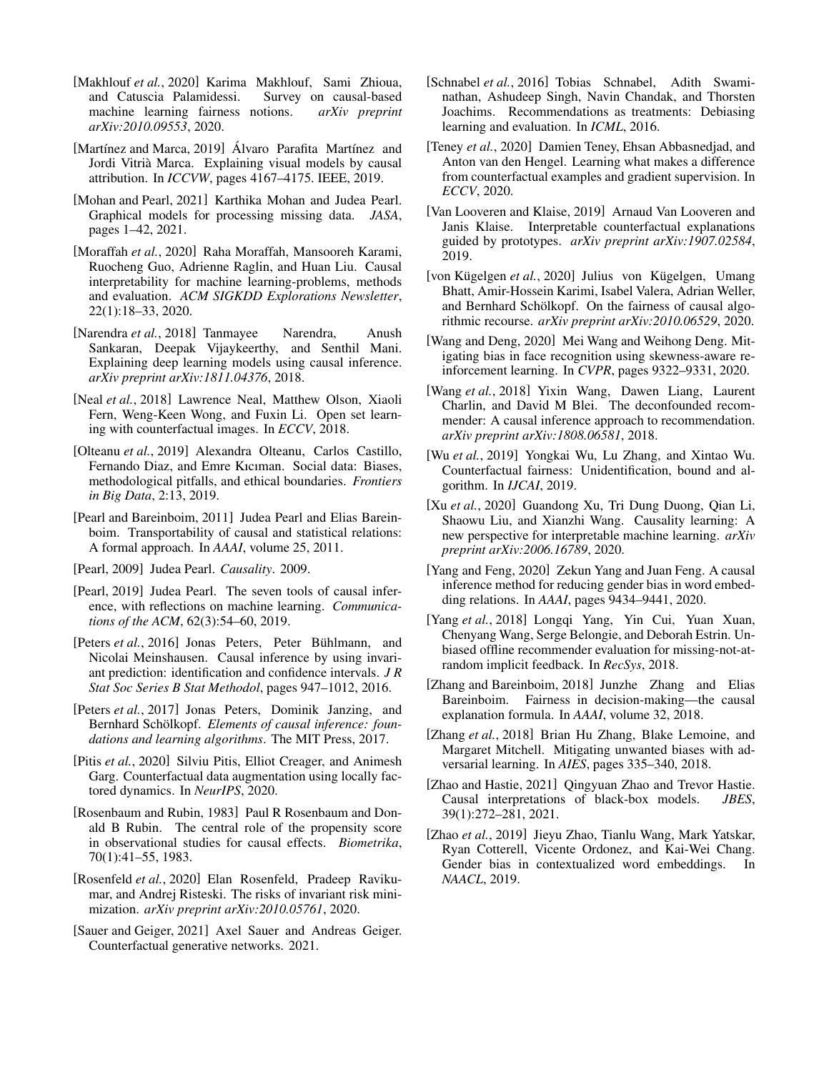[Makhlouf *et al.*, 2020] Karima Makhlouf, Sami Zhioua, and Catuscia Palamidessi. Survey on causal-based machine learning fairness notions. *arXiv preprint arXiv:2010.09553*, 2020.

[Martínez and Marca, 2019] Álvaro Parafita Martínez and Jordi Vitrià Marca. Explaining visual models by causal attribution. In *ICCVW*, pages 4167–4175. IEEE, 2019.

[Mohan and Pearl, 2021] Karthika Mohan and Judea Pearl. Graphical models for processing missing data. *JASA*, pages 1–42, 2021.

[Moraffah *et al.*, 2020] Raha Moraffah, Mansooreh Karami, Ruocheng Guo, Adrienne Raglin, and Huan Liu. Causal interpretability for machine learning-problems, methods and evaluation. *ACM SIGKDD Explorations Newsletter*, 22(1):18–33, 2020.

[Narendra *et al.*, 2018] Tanmayee Narendra, Anush Sankaran, Deepak Vijaykeerthy, and Senthil Mani. Explaining deep learning models using causal inference. *arXiv preprint arXiv:1811.04376*, 2018.

[Neal *et al.*, 2018] Lawrence Neal, Matthew Olson, Xiaoli Fern, Weng-Keen Wong, and Fuxin Li. Open set learning with counterfactual images. In *ECCV*, 2018.

[Olteanu *et al.*, 2019] Alexandra Olteanu, Carlos Castillo, Fernando Diaz, and Emre Kıcıman. Social data: Biases, methodological pitfalls, and ethical boundaries. *Frontiers in Big Data*, 2:13, 2019.

[Pearl and Bareinboim, 2011] Judea Pearl and Elias Bareinboim. Transportability of causal and statistical relations: A formal approach. In *AAAI*, volume 25, 2011.

[Pearl, 2009] Judea Pearl. *Causality*. 2009.

[Pearl, 2019] Judea Pearl. The seven tools of causal inference, with reflections on machine learning. *Communications of the ACM*, 62(3):54–60, 2019.

[Peters *et al.*, 2016] Jonas Peters, Peter Bühlmann, and Nicolai Meinshausen. Causal inference by using invariant prediction: identification and confidence intervals. *J R Stat Soc Series B Stat Methodol*, pages 947–1012, 2016.

[Peters *et al.*, 2017] Jonas Peters, Dominik Janzing, and Bernhard Schölkopf. *Elements of causal inference: foundations and learning algorithms*. The MIT Press, 2017.

[Pitis *et al.*, 2020] Silviu Pitis, Elliot Creager, and Animesh Garg. Counterfactual data augmentation using locally factored dynamics. In *NeurIPS*, 2020.

[Rosenbaum and Rubin, 1983] Paul R Rosenbaum and Donald B Rubin. The central role of the propensity score in observational studies for causal effects. *Biometrika*, 70(1):41–55, 1983.

[Rosenfeld *et al.*, 2020] Elan Rosenfeld, Pradeep Ravikumar, and Andrej Risteski. The risks of invariant risk minimization. *arXiv preprint arXiv:2010.05761*, 2020.

[Sauer and Geiger, 2021] Axel Sauer and Andreas Geiger. Counterfactual generative networks. 2021.

[Schnabel *et al.*, 2016] Tobias Schnabel, Adith Swaminathan, Ashudeep Singh, Navin Chandak, and Thorsten Joachims. Recommendations as treatments: Debiasing learning and evaluation. In *ICML*, 2016.

[Teney *et al.*, 2020] Damien Teney, Ehsan Abbasnedjad, and Anton van den Hengel. Learning what makes a difference from counterfactual examples and gradient supervision. In *ECCV*, 2020.

[Van Looveren and Klaise, 2019] Arnaud Van Looveren and Janis Klaise. Interpretable counterfactual explanations guided by prototypes. *arXiv preprint arXiv:1907.02584*, 2019.

[von Kügelgen *et al.*, 2020] Julius von Kügelgen, Umang Bhatt, Amir-Hossein Karimi, Isabel Valera, Adrian Weller, and Bernhard Schölkopf. On the fairness of causal algorithmic recourse. *arXiv preprint arXiv:2010.06529*, 2020.

[Wang and Deng, 2020] Mei Wang and Weihong Deng. Mitigating bias in face recognition using skewness-aware reinforcement learning. In *CVPR*, pages 9322–9331, 2020.

[Wang *et al.*, 2018] Yixin Wang, Dawen Liang, Laurent Charlin, and David M Blei. The deconfounded recommender: A causal inference approach to recommendation. *arXiv preprint arXiv:1808.06581*, 2018.

[Wu *et al.*, 2019] Yongkai Wu, Lu Zhang, and Xintao Wu. Counterfactual fairness: Unidentification, bound and algorithm. In *IJCAI*, 2019.

[Xu *et al.*, 2020] Guandong Xu, Tri Dung Duong, Qian Li, Shaowu Liu, and Xianzhi Wang. Causality learning: A new perspective for interpretable machine learning. *arXiv preprint arXiv:2006.16789*, 2020.

[Yang and Feng, 2020] Zekun Yang and Juan Feng. A causal inference method for reducing gender bias in word embedding relations. In *AAAI*, pages 9434–9441, 2020.

[Yang *et al.*, 2018] Longqi Yang, Yin Cui, Yuan Xuan, Chenyang Wang, Serge Belongie, and Deborah Estrin. Unbiased offline recommender evaluation for missing-not-at-random implicit feedback. In *RecSys*, 2018.

[Zhang and Bareinboim, 2018] Junzhe Zhang and Elias Bareinboim. Fairness in decision-making—the causal explanation formula. In *AAAI*, volume 32, 2018.

[Zhang *et al.*, 2018] Brian Hu Zhang, Blake Lemoine, and Margaret Mitchell. Mitigating unwanted biases with adversarial learning. In *AIES*, pages 335–340, 2018.

[Zhao and Hastie, 2021] Qingyuan Zhao and Trevor Hastie. Causal interpretations of black-box models. *JBES*, 39(1):272–281, 2021.

[Zhao *et al.*, 2019] Jieyu Zhao, Tianlu Wang, Mark Yatskar, Ryan Cotterell, Vicente Ordonez, and Kai-Wei Chang. Gender bias in contextualized word embeddings. In *NAACL*, 2019.